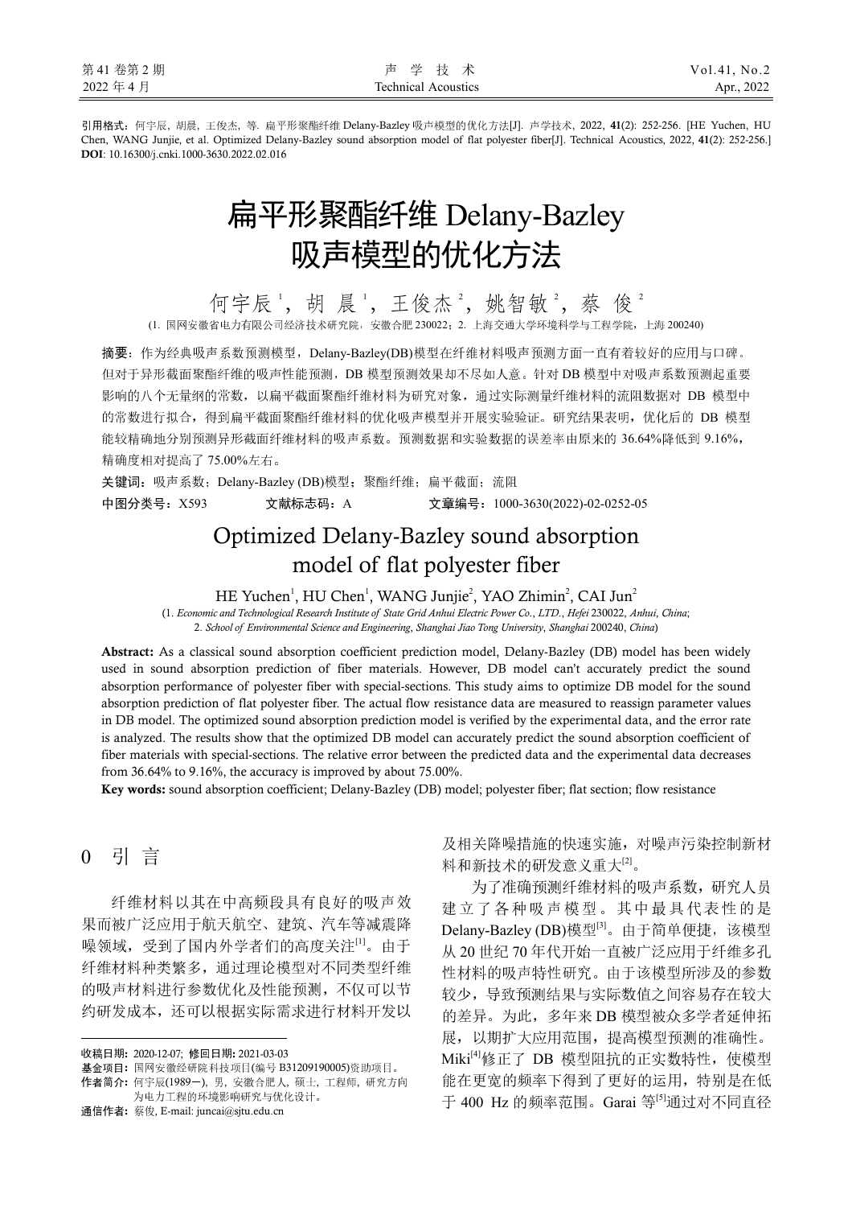引用格式：何宇辰，胡晨，王俊杰，等. 扁平形聚酯纤维 Delany-Bazley 吸声模型的优化方法[J]. 声学技术，2022，**41**(2)：252-256. [HE Yuchen, HU Chen, WANG Junjie, et al. Optimized Delany-Bazley sound absorption model of flat polyester fiber[J]. Technical Acoustics, 2022, **41**(2): 252-256.]
**DOI**: 10.16300/j.cnki.1000-3630.2022.02.016

# 扁平形聚酯纤维 Delany-Bazley 吸声模型的优化方法

何宇辰[1]，胡 晨[1]，王俊杰[2]，姚智敏[2]，蔡 俊[2]

(1. 国网安徽省电力有限公司经济技术研究院，安徽合肥 230022；2. 上海交通大学环境科学与工程学院，上海 200240)

**摘要**：作为经典吸声系数预测模型，Delany-Bazley(DB)模型在纤维材料吸声预测方面一直有着较好的应用与口碑。但对于异形截面聚酯纤维的吸声性能预测，DB 模型预测效果却不尽如人意。针对 DB 模型中对吸声系数预测起重要影响的八个无量纲的常数，以扁平截面聚酯纤维材料为研究对象，通过实际测量纤维材料的流阻数据对 DB 模型中的常数进行拟合，得到扁平截面聚酯纤维材料的优化吸声模型并开展实验验证。研究结果表明，优化后的 DB 模型能较精确地分别预测异形截面纤维材料的吸声系数。预测数据和实验数据的误差率由原来的 36.64%降低到 9.16%，精确度相对提高了 75.00%左右。

**关键词**：吸声系数；Delany-Bazley (DB)模型；聚酯纤维；扁平截面；流阻

**中图分类号**：X593　　**文献标志码**：A　　**文章编号**：1000-3630(2022)-02-0252-05

# Optimized Delany-Bazley sound absorption model of flat polyester fiber

HE Yuchen[1], HU Chen[1], WANG Junjie[2], YAO Zhimin[2], CAI Jun[2]

(1. *Economic and Technological Research Institute of State Grid Anhui Electric Power Co., LTD., Hefei* 230022, *Anhui*, *China*;
2. *School of Environmental Science and Engineering*, *Shanghai Jiao Tong University*, *Shanghai* 200240, *China*)

**Abstract:** As a classical sound absorption coefficient prediction model, Delany-Bazley (DB) model has been widely used in sound absorption prediction of fiber materials. However, DB model can't accurately predict the sound absorption performance of polyester fiber with special-sections. This study aims to optimize DB model for the sound absorption prediction of flat polyester fiber. The actual flow resistance data are measured to reassign parameter values in DB model. The optimized sound absorption prediction model is verified by the experimental data, and the error rate is analyzed. The results show that the optimized DB model can accurately predict the sound absorption coefficient of fiber materials with special-sections. The relative error between the predicted data and the experimental data decreases from 36.64% to 9.16%, the accuracy is improved by about 75.00%.

**Key words:** sound absorption coefficient; Delany-Bazley (DB) model; polyester fiber; flat section; flow resistance

## 0 引 言

纤维材料以其在中高频段具有良好的吸声效果而被广泛应用于航天航空、建筑、汽车等减震降噪领域，受到了国内外学者们的高度关注[1]。由于纤维材料种类繁多，通过理论模型对不同类型纤维的吸声材料进行参数优化及性能预测，不仅可以节约研发成本，还可以根据实际需求进行材料开发以及相关降噪措施的快速实施，对噪声污染控制新材料和新技术的研发意义重大[2]。

为了准确预测纤维材料的吸声系数，研究人员建立了各种吸声模型。其中最具代表性的是 Delany-Bazley (DB)模型[3]。由于简单便捷，该模型从 20 世纪 70 年代开始一直被广泛应用于纤维多孔性材料的吸声特性研究。由于该模型所涉及的参数较少，导致预测结果与实际数值之间容易存在较大的差异。为此，多年来 DB 模型被众多学者延伸拓展，以期扩大应用范围，提高模型预测的准确性。Miki[4]修正了 DB 模型阻抗的正实数特性，使模型能在更宽的频率下得到了更好的运用，特别是在低于 400 Hz 的频率范围。Garai 等[5]通过对不同直径

---

**收稿日期**：2020-12-07；**修回日期**：2021-03-03
**基金项目**：国网安徽经研院科技项目(编号 B31209190005)资助项目。
**作者简介**：何宇辰(1989－)，男，安徽合肥人，硕士，工程师，研究方向为电力工程的环境影响研究与优化设计。
**通信作者**：蔡俊，E-mail: juncai@sjtu.edu.cn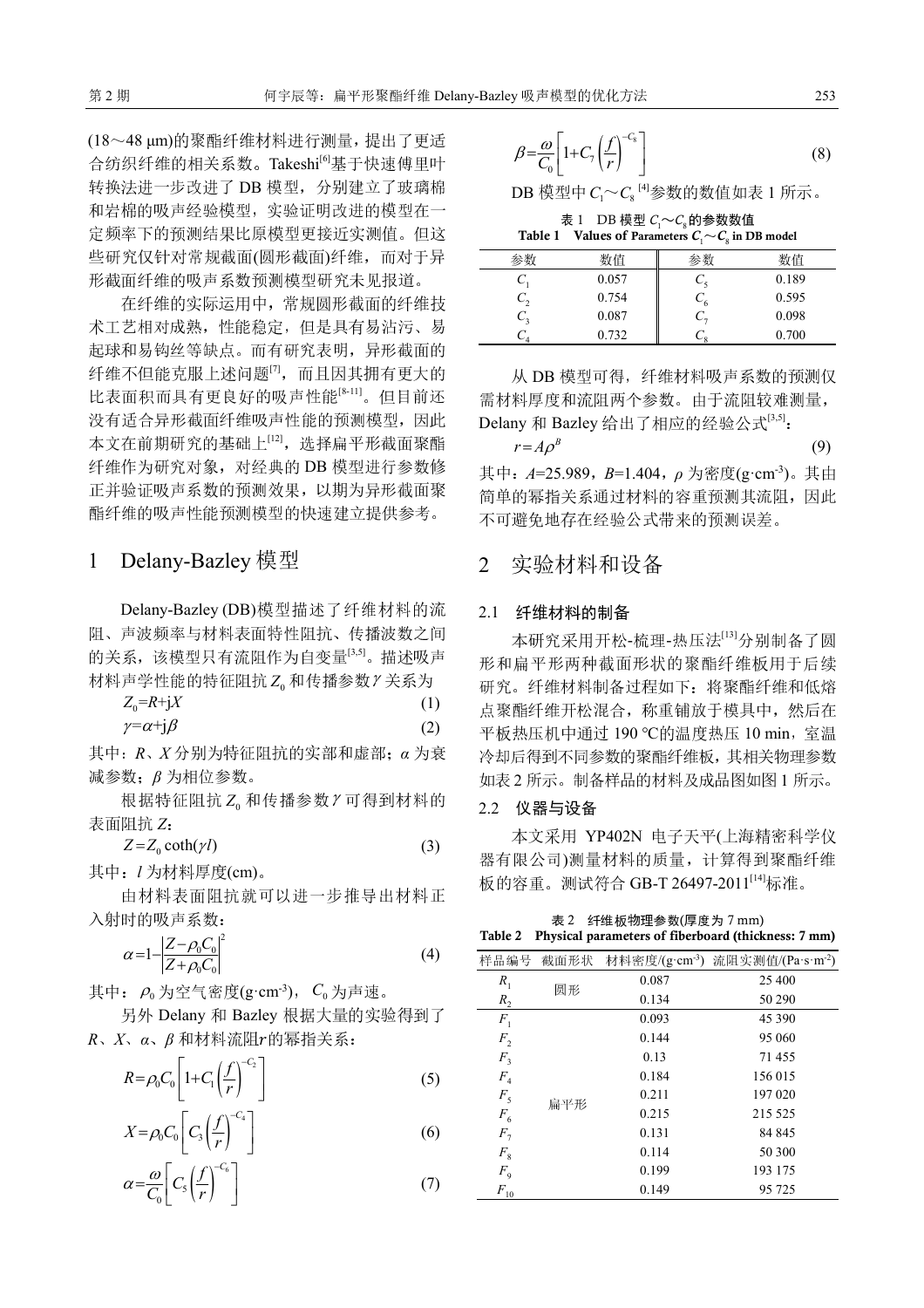(18～48 μm)的聚酯纤维材料进行测量，提出了更适合纺织纤维的相关系数。Takeshi[6]基于快速傅里叶转换法进一步改进了 DB 模型，分别建立了玻璃棉和岩棉的吸声经验模型，实验证明改进的模型在一定频率下的预测结果比原模型更接近实测值。但这些研究仅针对常规截面(圆形截面)纤维，而对于异形截面纤维的吸声系数预测模型研究未见报道。

在纤维的实际运用中，常规圆形截面的纤维技术工艺相对成熟，性能稳定，但是具有易沾污、易起球和易钩丝等缺点。而有研究表明，异形截面的纤维不但能克服上述问题[7]，而且因其拥有更大的比表面积而具有更良好的吸声性能[8-11]。但目前还没有适合异形截面纤维吸声性能的预测模型，因此本文在前期研究的基础上[12]，选择扁平形截面聚酯纤维作为研究对象，对经典的 DB 模型进行参数修正并验证吸声系数的预测效果，以期为异形截面聚酯纤维的吸声性能预测模型的快速建立提供参考。

# 1 Delany-Bazley 模型

Delany-Bazley (DB)模型描述了纤维材料的流阻、声波频率与材料表面特性阻抗、传播波数之间的关系，该模型只有流阻作为自变量[3,5]。描述吸声材料声学性能的特征阻抗 $Z_0$ 和传播参数 $\gamma$ 关系为

$$Z_0=R+\mathrm{j}X \tag{1}$$

$$\gamma=\alpha+\mathrm{j}\beta \tag{2}$$

其中：$R$、$X$ 分别为特征阻抗的实部和虚部；$\alpha$ 为衰减参数；$\beta$ 为相位参数。

根据特征阻抗 $Z_0$ 和传播参数 $\gamma$ 可得到材料的表面阻抗 $Z$：

$$Z=Z_0\coth(\gamma l) \tag{3}$$

其中：$l$ 为材料厚度(cm)。

由材料表面阻抗就可以进一步推导出材料正入射时的吸声系数：

$$\alpha=1-\left|\frac{Z-\rho_0 C_0}{Z+\rho_0 C_0}\right|^2 \tag{4}$$

其中：$\rho_0$ 为空气密度(g·cm$^{-3}$)，$C_0$ 为声速。

另外 Delany 和 Bazley 根据大量的实验得到了 $R$、$X$、$\alpha$、$\beta$ 和材料流阻 $r$ 的幂指关系：

$$R=\rho_0 C_0\left[1+C_1\left(\frac{f}{r}\right)^{-C_2}\right] \tag{5}$$

$$X=\rho_0 C_0\left[C_3\left(\frac{f}{r}\right)^{-C_4}\right] \tag{6}$$

$$\alpha=\frac{\omega}{C_0}\left[C_5\left(\frac{f}{r}\right)^{-C_6}\right] \tag{7}$$

$$\beta=\frac{\omega}{C_0}\left[1+C_7\left(\frac{f}{r}\right)^{-C_8}\right] \tag{8}$$

DB 模型中 $C_1$～$C_8$ [4]参数的数值如表 1 所示。

表 1　DB 模型 $C_1$～$C_8$ 的参数数值
Table 1　Values of Parameters $C_1$～$C_8$ in DB model

| 参数 | 数值 | 参数 | 数值 |
|---|---|---|---|
| $C_1$ | 0.057 | $C_5$ | 0.189 |
| $C_2$ | 0.754 | $C_6$ | 0.595 |
| $C_3$ | 0.087 | $C_7$ | 0.098 |
| $C_4$ | 0.732 | $C_8$ | 0.700 |

从 DB 模型可得，纤维材料吸声系数的预测仅需材料厚度和流阻两个参数。由于流阻较难测量，Delany 和 Bazley 给出了相应的经验公式[3,5]：

$$r=A\rho^B \tag{9}$$

其中：$A$=25.989，$B$=1.404，$\rho$ 为密度(g·cm$^{-3}$)。其由简单的幂指关系通过材料的容重预测其流阻，因此不可避免地存在经验公式带来的预测误差。

# 2 实验材料和设备

## 2.1 纤维材料的制备

本研究采用开松-梳理-热压法[13]分别制备了圆形和扁平形两种截面形状的聚酯纤维板用于后续研究。纤维材料制备过程如下：将聚酯纤维和低熔点聚酯纤维开松混合，称重铺放于模具中，然后在平板热压机中通过 190 ℃的温度热压 10 min，室温冷却后得到不同参数的聚酯纤维板，其相关物理参数如表 2 所示。制备样品的材料及成品图如图 1 所示。

## 2.2 仪器与设备

本文采用 YP402N 电子天平(上海精密科学仪器有限公司)测量材料的质量，计算得到聚酯纤维板的容重。测试符合 GB-T 26497-2011[14]标准。

表 2　纤维板物理参数(厚度为 7 mm)
Table 2　Physical parameters of fiberboard (thickness: 7 mm)

| 样品编号 | 截面形状 | 材料密度/(g·cm$^{-3}$) | 流阻实测值/(Pa·s·m$^{-2}$) |
|---|---|---|---|
| $R_1$ | 圆形 | 0.087 | 25 400 |
| $R_2$ | | 0.134 | 50 290 |
| $F_1$ | 扁平形 | 0.093 | 45 390 |
| $F_2$ | | 0.144 | 95 060 |
| $F_3$ | | 0.13 | 71 455 |
| $F_4$ | | 0.184 | 156 015 |
| $F_5$ | | 0.211 | 197 020 |
| $F_6$ | | 0.215 | 215 525 |
| $F_7$ | | 0.131 | 84 845 |
| $F_8$ | | 0.114 | 50 300 |
| $F_9$ | | 0.199 | 193 175 |
| $F_{10}$ | | 0.149 | 95 725 |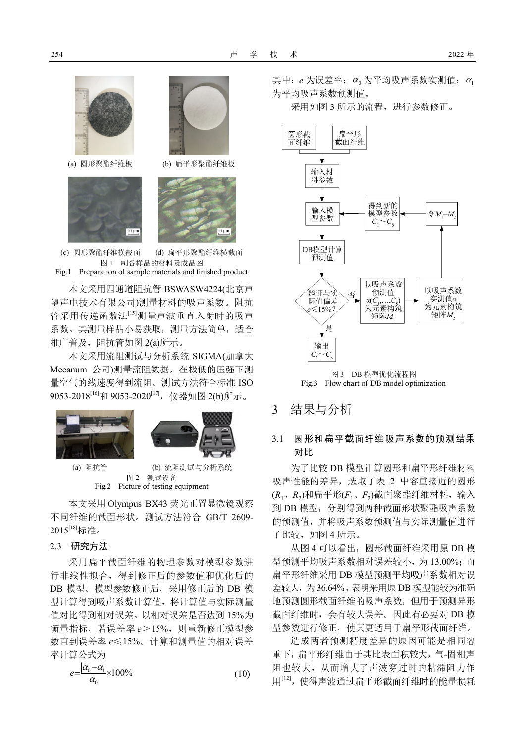(a) 圆形聚酯纤维板　　(b) 扁平形聚酯纤维板

(c) 圆形聚酯纤维横截面　　(d) 扁平形聚酯纤维横截面

图1　制备样品的材料及成品图

Fig.1　Preparation of sample materials and finished product

本文采用四通道阻抗管 BSWASW4224(北京声望声电技术有限公司)测量材料的吸声系数。阻抗管采用传递函数法[15]测量声波垂直入射时的吸声系数。其测量样品小易获取，测量方法简单，适合推广普及，阻抗管如图 2(a)所示。

本文采用流阻测试与分析系统 SIGMA(加拿大 Mecanum 公司)测量流阻数据，在极低的压强下测量空气的线速度得到流阻。测试方法符合标准 ISO 9053-2018[16]和 9053-2020[17]，仪器如图 2(b)所示。

(a) 阻抗管　　(b) 流阻测试与分析系统

图2　测试设备

Fig.2　Picture of testing equipment

本文采用 Olympus BX43 荧光正置显微镜观察不同纤维的截面形状。测试方法符合 GB/T 2609-2015[18]标准。

### 2.3　研究方法

采用扁平截面纤维的物理参数对模型参数进行非线性拟合，得到修正后的参数值和优化后的 DB 模型。模型参数修正后，采用修正后的 DB 模型计算得到吸声系数计算值，将计算值与实际测量值对比得到相对误差。以相对误差是否达到 15%为衡量指标，若误差率 $e>15\%$，则重新修正模型参数直到误差率 $e\leqslant 15\%$。计算和测量值的相对误差率计算公式为

$$e=\frac{|\alpha_0-\alpha_1|}{\alpha_0}\times 100\% \tag{10}$$

其中：$e$ 为误差率；$\alpha_0$ 为平均吸声系数实测值；$\alpha_1$ 为平均吸声系数预测值。

采用如图 3 所示的流程，进行参数修正。

圆形截面纤维；扁平形截面纤维 → 输入材料参数 → 输入模型参数 → DB模型计算预测值 → 验证与实际值偏差 $e\leqslant 15\%$? 是 → 输出 $C_1\sim C_8$；否 → 以吸声系数预测值 $\alpha(C_1,\ldots,C_8)$ 为元素构筑矩阵 $M_1$ → 以吸声系数实测值 $\alpha$ 为元素构筑矩阵 $M_2$ → 令 $M_1=M_2$ → 得到新的模型参数 $C_1\sim C_8$ → 输入模型参数

图3　DB 模型优化流程图

Fig.3　Flow chart of DB model optimization

## 3　结果与分析

### 3.1　圆形和扁平截面纤维吸声系数的预测结果对比

为了比较 DB 模型计算圆形和扁平形纤维材料吸声性能的差异，选取了表 2 中容重接近的圆形($R_1$、$R_2$)和扁平形($F_1$、$F_2$)截面聚酯纤维材料，输入到 DB 模型，分别得到两种截面形状聚酯吸声系数的预测值，并将吸声系数预测值与实际测量值进行了比较，如图 4 所示。

从图 4 可以看出，圆形截面纤维采用原 DB 模型预测平均吸声系数相对误差较小，为 13.00%；而扁平形纤维采用 DB 模型预测平均吸声系数相对误差较大，为 36.64%。表明采用原 DB 模型能较为准确地预测圆形截面纤维的吸声系数，但用于预测异形截面纤维时，会有较大误差。因此有必要对 DB 模型参数进行修正，使其更适用于扁平形截面纤维。

造成两者预测精度差异的原因可能是相同容重下，扁平形纤维由于其比表面积较大，气-固相声阻也较大，从而增大了声波穿过时的粘滞阻力作用[12]，使得声波通过扁平形截面纤维时的能量损耗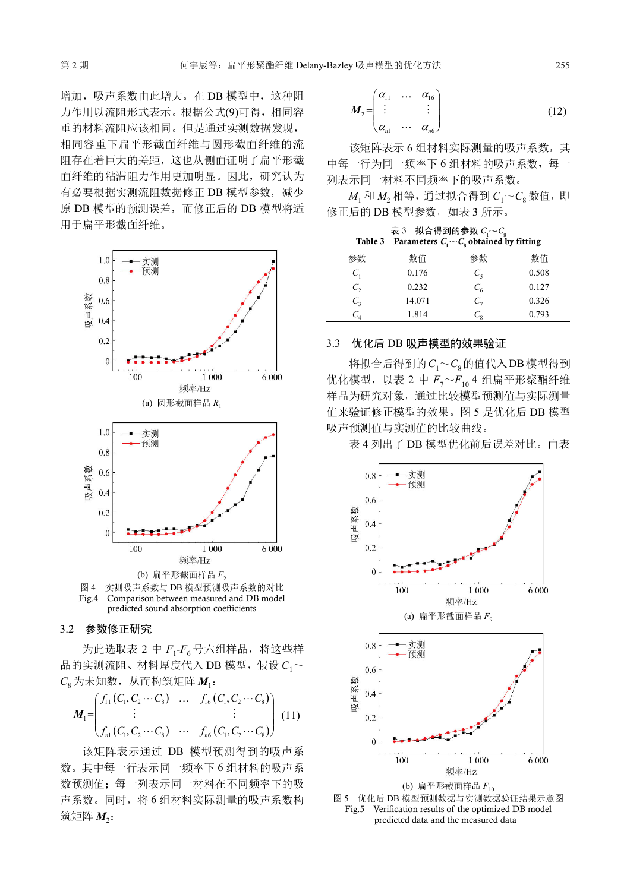增加，吸声系数由此增大。在 DB 模型中，这种阻力作用以流阻形式表示。根据公式(9)可得，相同容重的材料流阻应该相同。但是通过实测数据发现，相同容重下扁平形截面纤维与圆形截面纤维的流阻存在着巨大的差距，这也从侧面证明了扁平形截面纤维的粘滞阻力作用更加明显。因此，研究认为有必要根据实测流阻数据修正 DB 模型参数，减少原 DB 模型的预测误差，而修正后的 DB 模型将适用于扁平形截面纤维。

(a) 圆形截面样品 $R_1$

(b) 扁平形截面样品 $F_2$

图 4　实测吸声系数与 DB 模型预测吸声系数的对比

Fig.4　Comparison between measured and DB model predicted sound absorption coefficients

## 3.2　参数修正研究

为此选取表 2 中 $F_1$-$F_6$ 号六组样品，将这些样品的实测流阻、材料厚度代入 DB 模型，假设 $C_1$～$C_8$ 为未知数，从而构筑矩阵 $\boldsymbol{M}_1$：

$$\boldsymbol{M}_1=\begin{pmatrix} f_{11}(C_1,C_2\cdots C_8) & \cdots & f_{16}(C_1,C_2\cdots C_8) \\ \vdots & & \vdots \\ f_{n1}(C_1,C_2\cdots C_8) & \cdots & f_{n6}(C_1,C_2\cdots C_8) \end{pmatrix} \quad (11)$$

该矩阵表示通过 DB 模型预测得到的吸声系数。其中每一行表示同一频率下 6 组材料的吸声系数预测值；每一列表示同一材料在不同频率下的吸声系数。同时，将 6 组材料实际测量的吸声系数构筑矩阵 $\boldsymbol{M}_2$：

$$\boldsymbol{M}_2=\begin{pmatrix} \alpha_{11} & \cdots & \alpha_{16} \\ \vdots & & \vdots \\ \alpha_{n1} & \cdots & \alpha_{n6} \end{pmatrix} \quad (12)$$

该矩阵表示 6 组材料实际测量的吸声系数，其中每一行为同一频率下 6 组材料的吸声系数，每一列表示同一材料不同频率下的吸声系数。

$M_1$ 和 $M_2$ 相等，通过拟合得到 $C_1$～$C_8$ 数值，即修正后的 DB 模型参数，如表 3 所示。

表 3　拟合得到的参数 $C_1$～$C_8$

Table 3　Parameters $C_1$～$C_8$ obtained by fitting

| 参数 | 数值 | 参数 | 数值 |
|---|---|---|---|
| $C_1$ | 0.176 | $C_5$ | 0.508 |
| $C_2$ | 0.232 | $C_6$ | 0.127 |
| $C_3$ | 14.071 | $C_7$ | 0.326 |
| $C_4$ | 1.814 | $C_8$ | 0.793 |

## 3.3　优化后 DB 吸声模型的效果验证

将拟合后得到的 $C_1$～$C_8$ 的值代入 DB 模型得到优化模型，以表 2 中 $F_7$～$F_{10}$ 4 组扁平形聚酯纤维样品为研究对象，通过比较模型预测值与实际测量值来验证修正模型的效果。图 5 是优化后 DB 模型吸声预测值与实测值的比较曲线。

表 4 列出了 DB 模型优化前后误差对比。由表

(a) 扁平形截面样品 $F_9$

(b) 扁平形截面样品 $F_{10}$

图 5　优化后 DB 模型预测数据与实测数据验证结果示意图

Fig.5　Verification results of the optimized DB model predicted data and the measured data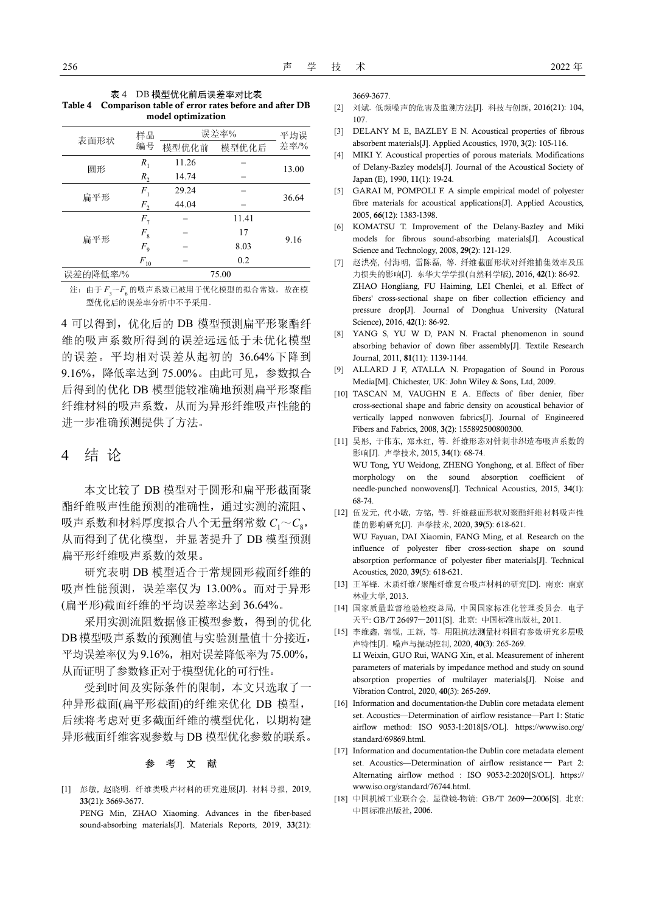表 4　DB 模型优化前后误差率对比表

**Table 4　Comparison table of error rates before and after DB model optimization**

| 表面形状 | 样品编号 | 误差率/% | | 平均误差率/% |
|---|---|---|---|---|
| | | 模型优化前 | 模型优化后 | |
| 圆形 | $R_1$ | 11.26 | – | 13.00 |
| | $R_2$ | 14.74 | – | |
| 扁平形 | $F_1$ | 29.24 | – | 36.64 |
| | $F_2$ | 44.04 | – | |
| 扁平形 | $F_7$ | – | 11.41 | 9.16 |
| | $F_8$ | – | 17 | |
| | $F_9$ | – | 8.03 | |
| | $F_{10}$ | – | 0.2 | |
| 误差的降低率/% | | 75.00 | | |

注：由于 $F_3$～$F_6$ 的吸声系数已被用于优化模型的拟合常数，故在模型优化后的误差率分析中不予采用.

4 可以得到，优化后的 DB 模型预测扁平形聚酯纤维的吸声系数所得到的误差远远低于未优化模型的误差。平均相对误差从起初的 36.64%下降到 9.16%，降低率达到 75.00%。由此可见，参数拟合后得到的优化 DB 模型能较准确地预测扁平形聚酯纤维材料的吸声系数，从而为异形纤维吸声性能的进一步准确预测提供了方法。

# 4　结 论

本文比较了 DB 模型对于圆形和扁平形截面聚酯纤维吸声性能预测的准确性，通过实测的流阻、吸声系数和材料厚度拟合八个无量纲常数 $C_1$～$C_8$，从而得到了优化模型，并显著提升了 DB 模型预测扁平形纤维吸声系数的效果。

研究表明 DB 模型适合于常规圆形截面纤维的吸声性能预测，误差率仅为 13.00%。而对于异形(扁平形)截面纤维的平均误差率达到 36.64%。

采用实测流阻数据修正模型参数，得到的优化 DB 模型吸声系数的预测值与实验测量值十分接近，平均误差率仅为 9.16%，相对误差降低率为 75.00%，从而证明了参数修正对于模型优化的可行性。

受到时间及实际条件的限制，本文只选取了一种异形截面(扁平形截面)的纤维来优化 DB 模型，后续将考虑对更多截面纤维的模型优化，以期构建异形截面纤维客观参数与 DB 模型优化参数的联系。

## 参 考 文 献

[1] 彭敏，赵晓明. 纤维类吸声材料的研究进展[J]. 材料导报，2019, **33**(21): 3669-3677.
PENG Min, ZHAO Xiaoming. Advances in the fiber-based sound-absorbing materials[J]. Materials Reports, 2019, **33**(21): 3669-3677.

[2] 刘斌. 低频噪声的危害及监测方法[J]. 科技与创新, 2016(21): 104, 107.

[3] DELANY M E, BAZLEY E N. Acoustical properties of fibrous absorbent materials[J]. Applied Acoustics, 1970, **3**(2): 105-116.

[4] MIKI Y. Acoustical properties of porous materials. Modifications of Delany-Bazley models[J]. Journal of the Acoustical Society of Japan (E), 1990, **11**(1): 19-24.

[5] GARAI M, POMPOLI F. A simple empirical model of polyester fibre materials for acoustical applications[J]. Applied Acoustics, 2005, **66**(12): 1383-1398.

[6] KOMATSU T. Improvement of the Delany-Bazley and Miki models for fibrous sound-absorbing materials[J]. Acoustical Science and Technology, 2008, **29**(2): 121-129.

[7] 赵洪亮, 付海明, 雷陈磊, 等. 纤维截面形状对纤维捕集效率及压力损失的影响[J]. 东华大学学报(自然科学版), 2016, **42**(1): 86-92.
ZHAO Hongliang, FU Haiming, LEI Chenlei, et al. Effect of fibers' cross-sectional shape on fiber collection efficiency and pressure drop[J]. Journal of Donghua University (Natural Science), 2016, **42**(1): 86-92.

[8] YANG S, YU W D, PAN N. Fractal phenomenon in sound absorbing behavior of down fiber assembly[J]. Textile Research Journal, 2011, **81**(11): 1139-1144.

[9] ALLARD J F, ATALLA N. Propagation of Sound in Porous Media[M]. Chichester, UK: John Wiley & Sons, Ltd, 2009.

[10] TASCAN M, VAUGHN E A. Effects of fiber denier, fiber cross-sectional shape and fabric density on acoustical behavior of vertically lapped nonwoven fabrics[J]. Journal of Engineered Fibers and Fabrics, 2008, **3**(2): 155892500800300.

[11] 吴彤, 于伟东, 郑永红, 等. 纤维形态对针刺非织造布吸声系数的影响[J]. 声学技术, 2015, **34**(1): 68-74.
WU Tong, YU Weidong, ZHENG Yonghong, et al. Effect of fiber morphology on the sound absorption coefficient of needle-punched nonwovens[J]. Technical Acoustics, 2015, **34**(1): 68-74.

[12] 伍发元, 代小敏, 方铭, 等. 纤维截面形状对聚酯纤维材料吸声性能的影响研究[J]. 声学技术, 2020, **39**(5): 618-621.
WU Fayuan, DAI Xiaomin, FANG Ming, et al. Research on the influence of polyester fiber cross-section shape on sound absorption performance of polyester fiber materials[J]. Technical Acoustics, 2020, **39**(5): 618-621.

[13] 王军锋. 木质纤维/聚酯纤维复合吸声材料的研究[D]. 南京: 南京林业大学, 2013.

[14] 国家质量监督检验检疫总局, 中国国家标准化管理委员会. 电子天平: GB/T 26497—2011[S]. 北京: 中国标准出版社, 2011.

[15] 李维鑫, 郭锐, 王新, 等. 用阻抗法测量材料固有参数研究多层吸声特性[J]. 噪声与振动控制, 2020, **40**(3): 265-269.
LI Weixin, GUO Rui, WANG Xin, et al. Measurement of inherent parameters of materials by impedance method and study on sound absorption properties of multilayer materials[J]. Noise and Vibration Control, 2020, **40**(3): 265-269.

[16] Information and documentation-the Dublin core metadata element set. Acoustics—Determination of airflow resistance—Part 1: Static airflow method: ISO 9053-1:2018[S/OL]. https://www.iso.org/standard/69869.html.

[17] Information and documentation-the Dublin core metadata element set. Acoustics—Determination of airflow resistance— Part 2: Alternating airflow method : ISO 9053-2:2020[S/OL]. https://www.iso.org/standard/76744.html.

[18] 中国机械工业联合会. 显微镜-物镜: GB/T 2609—2006[S]. 北京: 中国标准出版社, 2006.